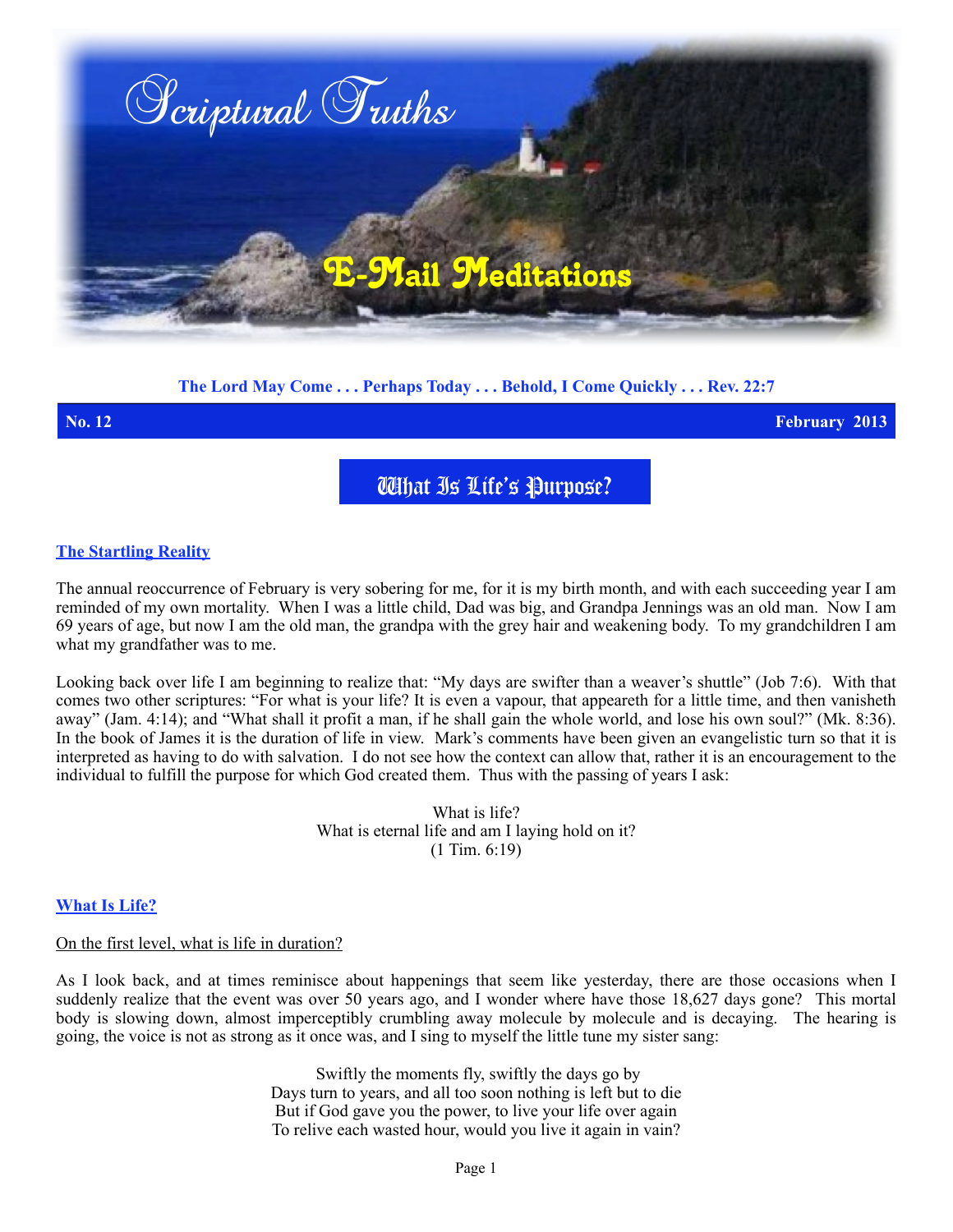# Scriptural Truths

## E-Mail Meditations

**The Lord May Come . . . Perhaps Today . . . Behold, I Come Quickly . . . Rev. 22:7**

**No. 12** **February 2013**

## What Is Life's Purpose?

### The Startling Reality

The annual reoccurrence of February is very sobering for me, for it is my birth month, and with each succeeding year I am reminded of my own mortality. When I was a little child, Dad was big, and Grandpa Jennings was an old man. Now I am 69 years of age, but now I am the old man, the grandpa with the grey hair and weakening body. To my grandchildren I am what my grandfather was to me.

Looking back over life I am beginning to realize that: "My days are swifter than a weaver's shuttle" (Job 7:6). With that comes two other scriptures: "For what is your life? It is even a vapour, that appeareth for a little time, and then vanisheth away" (Jam. 4:14); and "What shall it profit a man, if he shall gain the whole world, and lose his own soul?" (Mk. 8:36). In the book of James it is the duration of life in view. Mark's comments have been given an evangelistic turn so that it is interpreted as having to do with salvation. I do not see how the context can allow that, rather it is an encouragement to the individual to fulfill the purpose for which God created them. Thus with the passing of years I ask:

What is life?
What is eternal life and am I laying hold on it?
(1 Tim. 6:19)

### What Is Life?

On the first level, what is life in duration?

As I look back, and at times reminisce about happenings that seem like yesterday, there are those occasions when I suddenly realize that the event was over 50 years ago, and I wonder where have those 18,627 days gone? This mortal body is slowing down, almost imperceptibly crumbling away molecule by molecule and is decaying. The hearing is going, the voice is not as strong as it once was, and I sing to myself the little tune my sister sang:

Swiftly the moments fly, swiftly the days go by
Days turn to years, and all too soon nothing is left but to die
But if God gave you the power, to live your life over again
To relive each wasted hour, would you live it again in vain?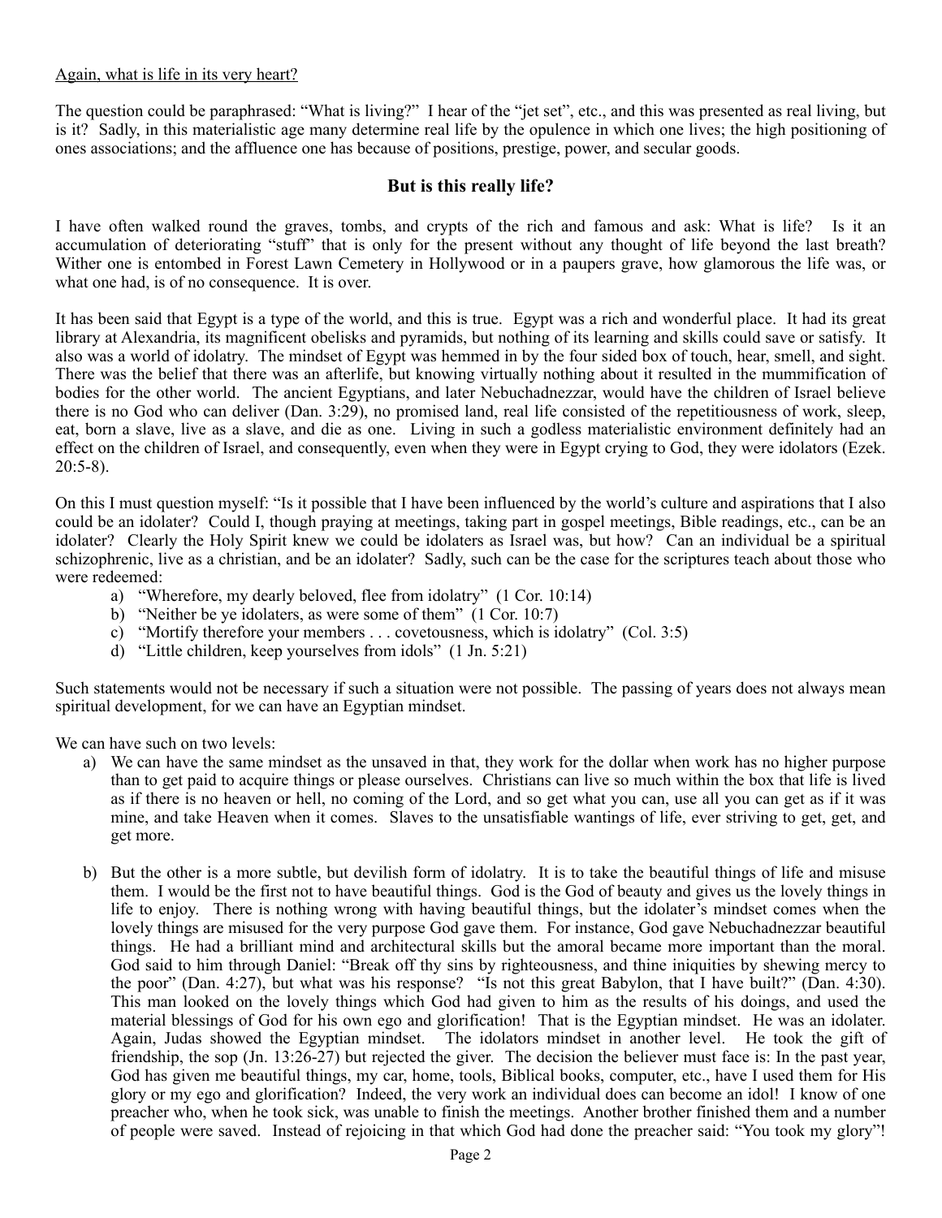Again, what is life in its very heart?

The question could be paraphrased: "What is living?" I hear of the "jet set", etc., and this was presented as real living, but is it? Sadly, in this materialistic age many determine real life by the opulence in which one lives; the high positioning of ones associations; and the affluence one has because of positions, prestige, power, and secular goods.

### But is this really life?

I have often walked round the graves, tombs, and crypts of the rich and famous and ask: What is life? Is it an accumulation of deteriorating "stuff" that is only for the present without any thought of life beyond the last breath? Wither one is entombed in Forest Lawn Cemetery in Hollywood or in a paupers grave, how glamorous the life was, or what one had, is of no consequence. It is over.

It has been said that Egypt is a type of the world, and this is true. Egypt was a rich and wonderful place. It had its great library at Alexandria, its magnificent obelisks and pyramids, but nothing of its learning and skills could save or satisfy. It also was a world of idolatry. The mindset of Egypt was hemmed in by the four sided box of touch, hear, smell, and sight. There was the belief that there was an afterlife, but knowing virtually nothing about it resulted in the mummification of bodies for the other world. The ancient Egyptians, and later Nebuchadnezzar, would have the children of Israel believe there is no God who can deliver (Dan. 3:29), no promised land, real life consisted of the repetitiousness of work, sleep, eat, born a slave, live as a slave, and die as one. Living in such a godless materialistic environment definitely had an effect on the children of Israel, and consequently, even when they were in Egypt crying to God, they were idolators (Ezek. 20:5-8).

On this I must question myself: "Is it possible that I have been influenced by the world's culture and aspirations that I also could be an idolater? Could I, though praying at meetings, taking part in gospel meetings, Bible readings, etc., can be an idolater? Clearly the Holy Spirit knew we could be idolaters as Israel was, but how? Can an individual be a spiritual schizophrenic, live as a christian, and be an idolater? Sadly, such can be the case for the scriptures teach about those who were redeemed:

a) "Wherefore, my dearly beloved, flee from idolatry" (1 Cor. 10:14)
b) "Neither be ye idolaters, as were some of them" (1 Cor. 10:7)
c) "Mortify therefore your members . . . covetousness, which is idolatry" (Col. 3:5)
d) "Little children, keep yourselves from idols" (1 Jn. 5:21)

Such statements would not be necessary if such a situation were not possible. The passing of years does not always mean spiritual development, for we can have an Egyptian mindset.

We can have such on two levels:

a) We can have the same mindset as the unsaved in that, they work for the dollar when work has no higher purpose than to get paid to acquire things or please ourselves. Christians can live so much within the box that life is lived as if there is no heaven or hell, no coming of the Lord, and so get what you can, use all you can get as if it was mine, and take Heaven when it comes. Slaves to the unsatisfiable wantings of life, ever striving to get, get, and get more.

b) But the other is a more subtle, but devilish form of idolatry. It is to take the beautiful things of life and misuse them. I would be the first not to have beautiful things. God is the God of beauty and gives us the lovely things in life to enjoy. There is nothing wrong with having beautiful things, but the idolater's mindset comes when the lovely things are misused for the very purpose God gave them. For instance, God gave Nebuchadnezzar beautiful things. He had a brilliant mind and architectural skills but the amoral became more important than the moral. God said to him through Daniel: "Break off thy sins by righteousness, and thine iniquities by shewing mercy to the poor" (Dan. 4:27), but what was his response? "Is not this great Babylon, that I have built?" (Dan. 4:30). This man looked on the lovely things which God had given to him as the results of his doings, and used the material blessings of God for his own ego and glorification! That is the Egyptian mindset. He was an idolater. Again, Judas showed the Egyptian mindset. The idolators mindset in another level. He took the gift of friendship, the sop (Jn. 13:26-27) but rejected the giver. The decision the believer must face is: In the past year, God has given me beautiful things, my car, home, tools, Biblical books, computer, etc., have I used them for His glory or my ego and glorification? Indeed, the very work an individual does can become an idol! I know of one preacher who, when he took sick, was unable to finish the meetings. Another brother finished them and a number of people were saved. Instead of rejoicing in that which God had done the preacher said: "You took my glory"!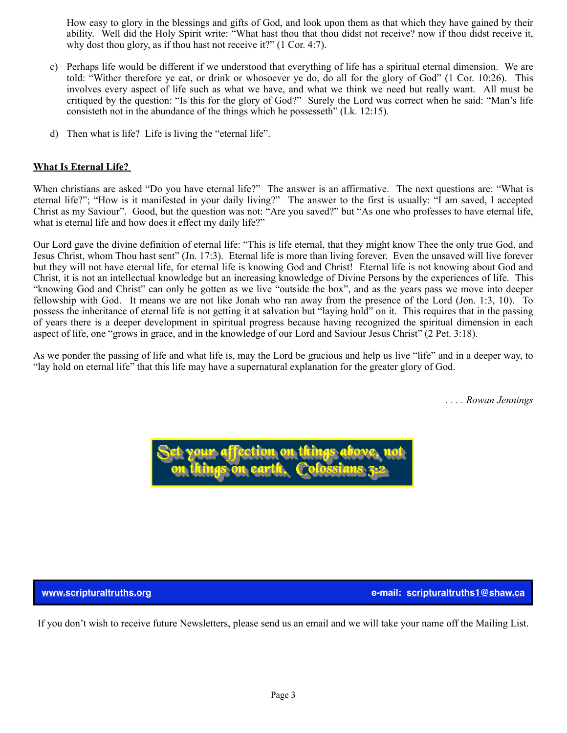How easy to glory in the blessings and gifts of God, and look upon them as that which they have gained by their ability. Well did the Holy Spirit write: "What hast thou that thou didst not receive? now if thou didst receive it, why dost thou glory, as if thou hast not receive it?" (1 Cor. 4:7).

c) Perhaps life would be different if we understood that everything of life has a spiritual eternal dimension. We are told: "Wither therefore ye eat, or drink or whosoever ye do, do all for the glory of God" (1 Cor. 10:26). This involves every aspect of life such as what we have, and what we think we need but really want. All must be critiqued by the question: "Is this for the glory of God?" Surely the Lord was correct when he said: "Man's life consisteth not in the abundance of the things which he possesseth" (Lk. 12:15).

d) Then what is life? Life is living the "eternal life".

**What Is Eternal Life?**

When christians are asked "Do you have eternal life?" The answer is an affirmative. The next questions are: "What is eternal life?"; "How is it manifested in your daily living?" The answer to the first is usually: "I am saved, I accepted Christ as my Saviour". Good, but the question was not: "Are you saved?" but "As one who professes to have eternal life, what is eternal life and how does it effect my daily life?"

Our Lord gave the divine definition of eternal life: "This is life eternal, that they might know Thee the only true God, and Jesus Christ, whom Thou hast sent" (Jn. 17:3). Eternal life is more than living forever. Even the unsaved will live forever but they will not have eternal life, for eternal life is knowing God and Christ! Eternal life is not knowing about God and Christ, it is not an intellectual knowledge but an increasing knowledge of Divine Persons by the experiences of life. This "knowing God and Christ" can only be gotten as we live "outside the box", and as the years pass we move into deeper fellowship with God. It means we are not like Jonah who ran away from the presence of the Lord (Jon. 1:3, 10). To possess the inheritance of eternal life is not getting it at salvation but "laying hold" on it. This requires that in the passing of years there is a deeper development in spiritual progress because having recognized the spiritual dimension in each aspect of life, one "grows in grace, and in the knowledge of our Lord and Saviour Jesus Christ" (2 Pet. 3:18).

As we ponder the passing of life and what life is, may the Lord be gracious and help us live "life" and in a deeper way, to "lay hold on eternal life" that this life may have a supernatural explanation for the greater glory of God.

*. . . . Rowan Jennings*

Set your affection on things above, not on things on earth. Colossians 3:2

**www.scripturaltruths.org** **e-mail: scripturaltruths1@shaw.ca**

If you don't wish to receive future Newsletters, please send us an email and we will take your name off the Mailing List.